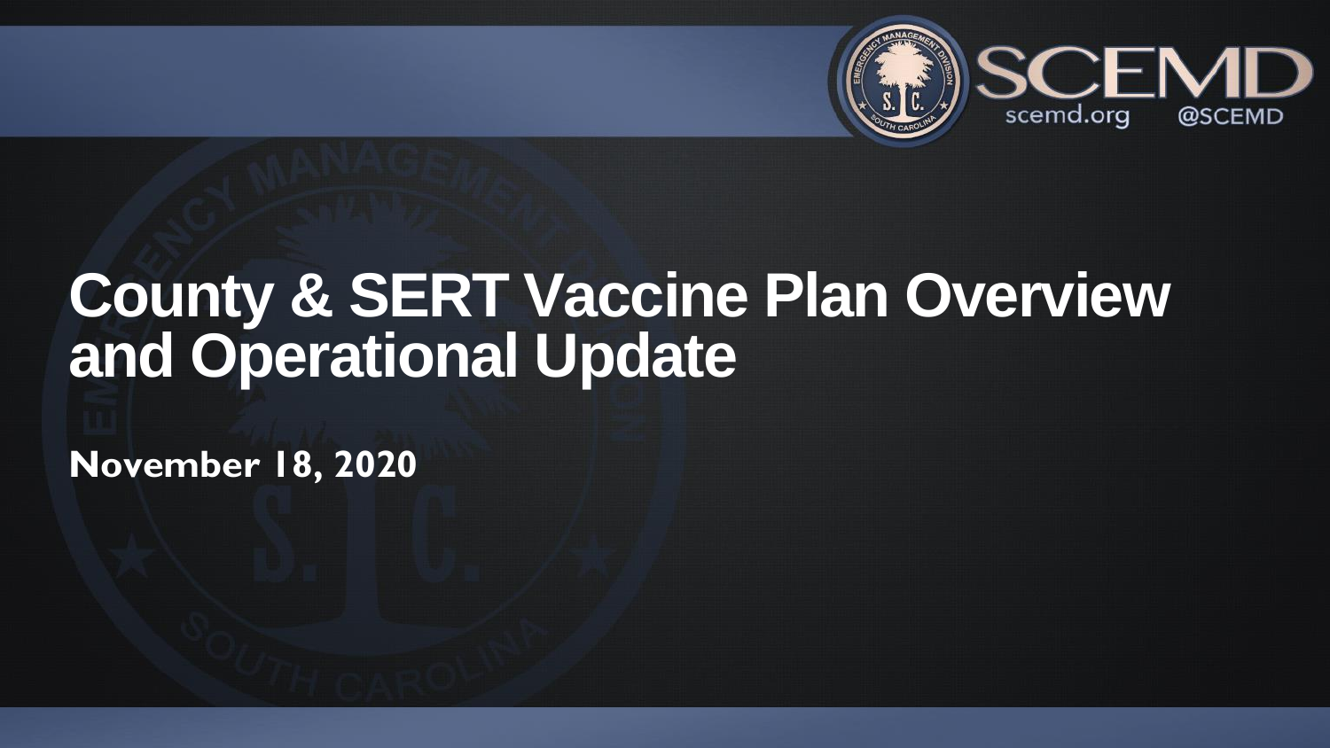# County & SERT Vaccine Plan Overview and Operational Update

**November 18, 2020**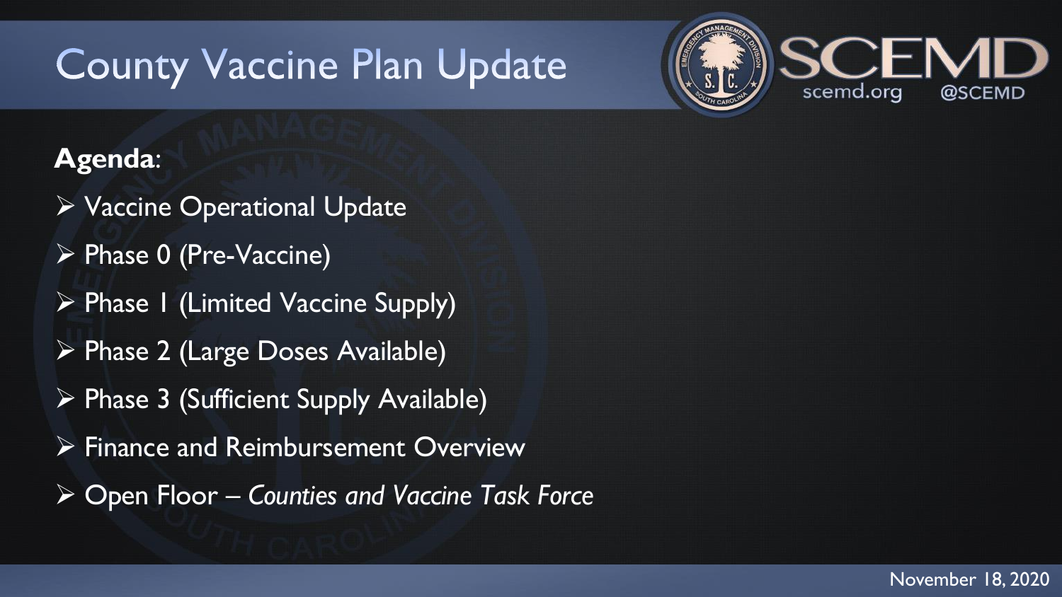# County Vaccine Plan Update

SCEMD

scemd.org @SCEMD

**Agenda**:

- Vaccine Operational Update
- Phase 0 (Pre-Vaccine)
- Phase 1 (Limited Vaccine Supply)
- Phase 2 (Large Doses Available)
- Phase 3 (Sufficient Supply Available)
- Finance and Reimbursement Overview
- Open Floor – *Counties and Vaccine Task Force*

November 18, 2020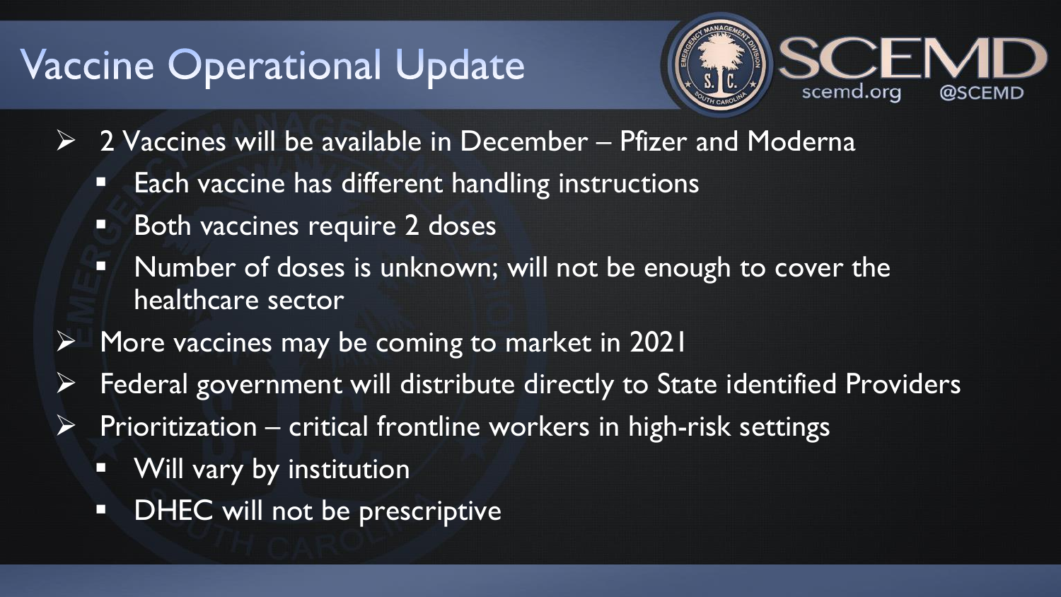# Vaccine Operational Update

SCEMD scemd.org @SCEMD

- 2 Vaccines will be available in December – Pfizer and Moderna
  - Each vaccine has different handling instructions
  - Both vaccines require 2 doses
  - Number of doses is unknown; will not be enough to cover the healthcare sector
- More vaccines may be coming to market in 2021
- Federal government will distribute directly to State identified Providers
- Prioritization – critical frontline workers in high-risk settings
  - Will vary by institution
  - DHEC will not be prescriptive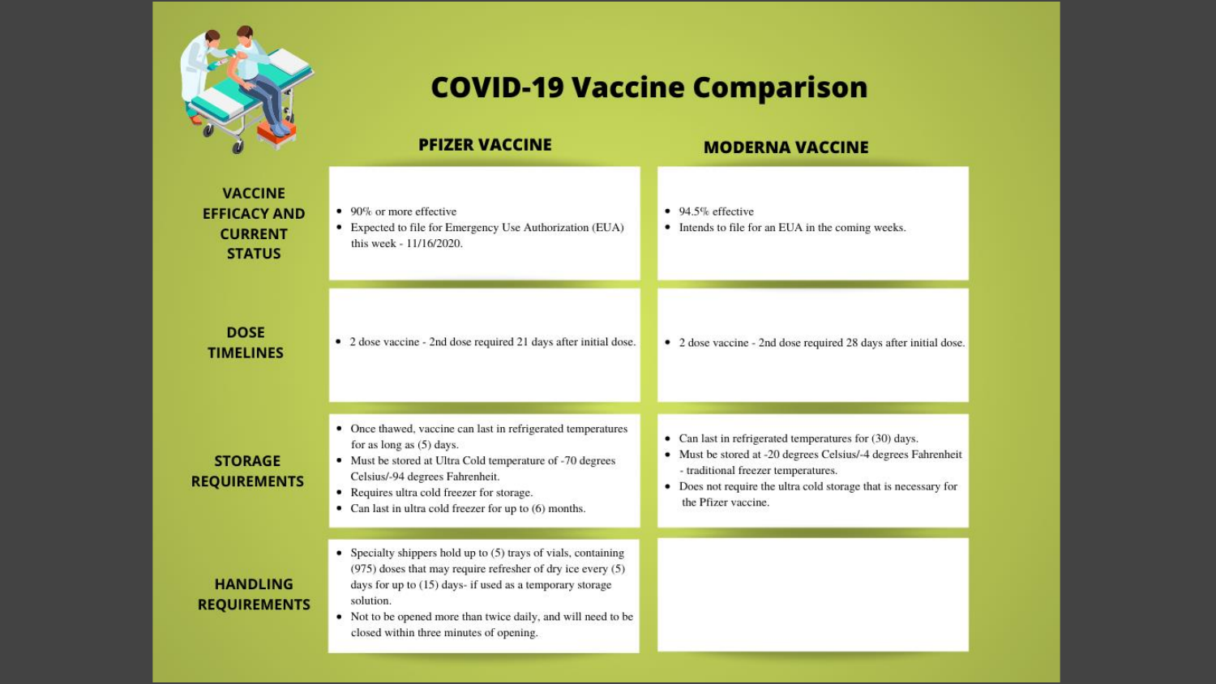# COVID-19 Vaccine Comparison

| | PFIZER VACCINE | MODERNA VACCINE |
|---|---|---|
| **VACCINE EFFICACY AND CURRENT STATUS** | • 90% or more effective<br>• Expected to file for Emergency Use Authorization (EUA) this week - 11/16/2020. | • 94.5% effective<br>• Intends to file for an EUA in the coming weeks. |
| **DOSE TIMELINES** | • 2 dose vaccine - 2nd dose required 21 days after initial dose. | • 2 dose vaccine - 2nd dose required 28 days after initial dose. |
| **STORAGE REQUIREMENTS** | • Once thawed, vaccine can last in refrigerated temperatures for as long as (5) days.<br>• Must be stored at Ultra Cold temperature of -70 degrees Celsius/-94 degrees Fahrenheit.<br>• Requires ultra cold freezer for storage.<br>• Can last in ultra cold freezer for up to (6) months. | • Can last in refrigerated temperatures for (30) days.<br>• Must be stored at -20 degrees Celsius/-4 degrees Fahrenheit - traditional freezer temperatures.<br>• Does not require the ultra cold storage that is necessary for the Pfizer vaccine. |
| **HANDLING REQUIREMENTS** | • Specialty shippers hold up to (5) trays of vials, containing (975) doses that may require refresher of dry ice every (5) days for up to (15) days- if used as a temporary storage solution.<br>• Not to be opened more than twice daily, and will need to be closed within three minutes of opening. | |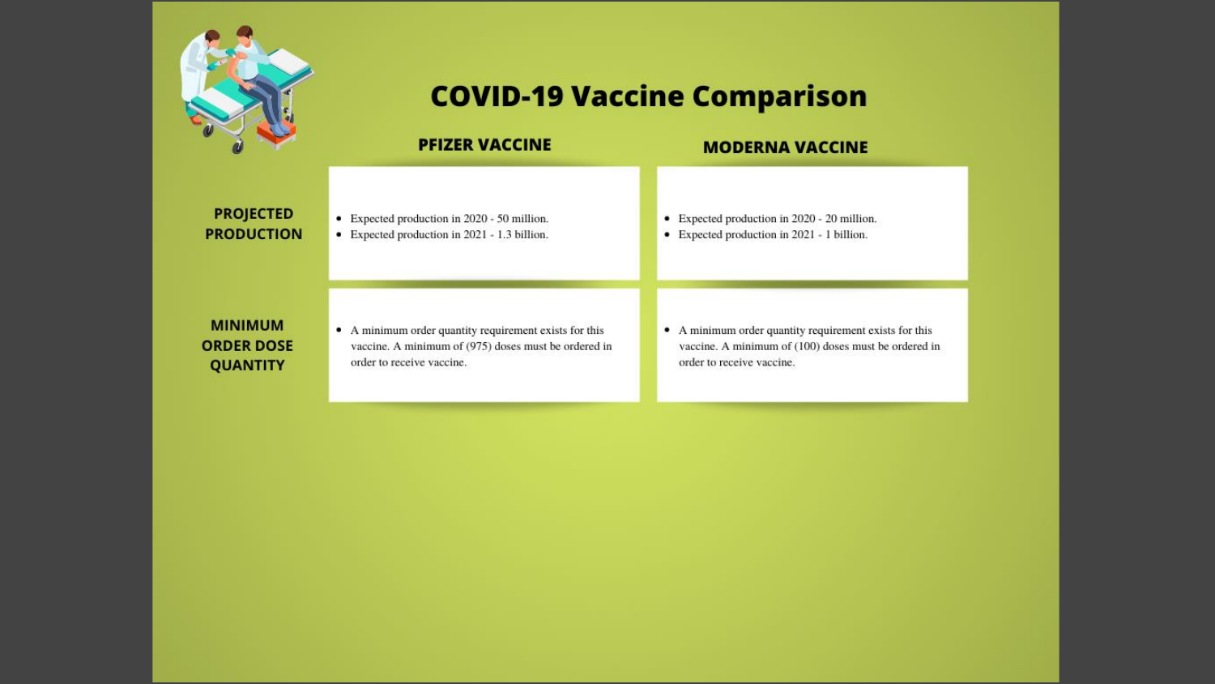# COVID-19 Vaccine Comparison

| | PFIZER VACCINE | MODERNA VACCINE |
| --- | --- | --- |
| **PROJECTED PRODUCTION** | • Expected production in 2020 - 50 million.<br>• Expected production in 2021 - 1.3 billion. | • Expected production in 2020 - 20 million.<br>• Expected production in 2021 - 1 billion. |
| **MINIMUM ORDER DOSE QUANTITY** | • A minimum order quantity requirement exists for this vaccine. A minimum of (975) doses must be ordered in order to receive vaccine. | • A minimum order quantity requirement exists for this vaccine. A minimum of (100) doses must be ordered in order to receive vaccine. |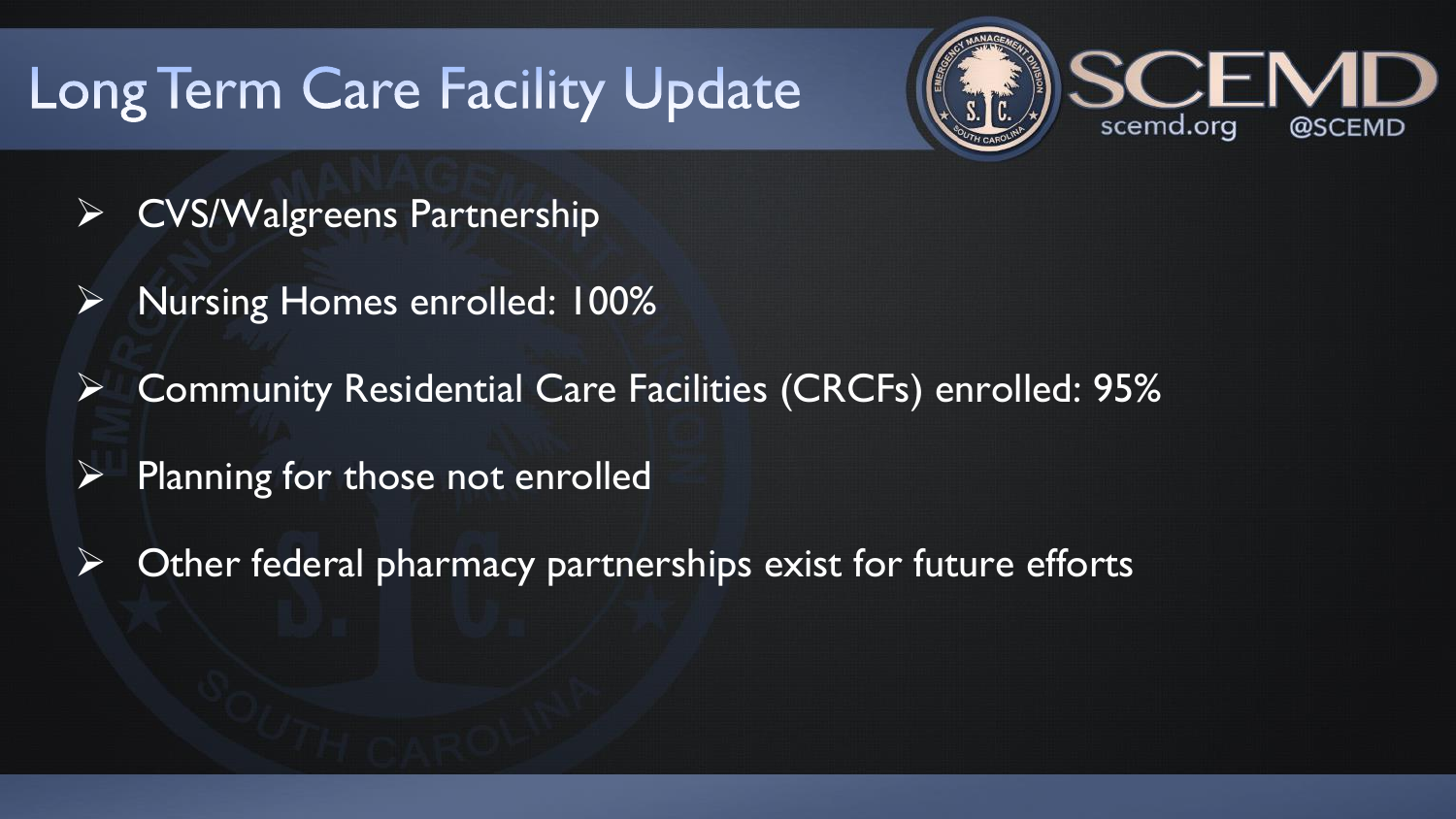# Long Term Care Facility Update

- CVS/Walgreens Partnership
- Nursing Homes enrolled: 100%
- Community Residential Care Facilities (CRCFs) enrolled: 95%
- Planning for those not enrolled
- Other federal pharmacy partnerships exist for future efforts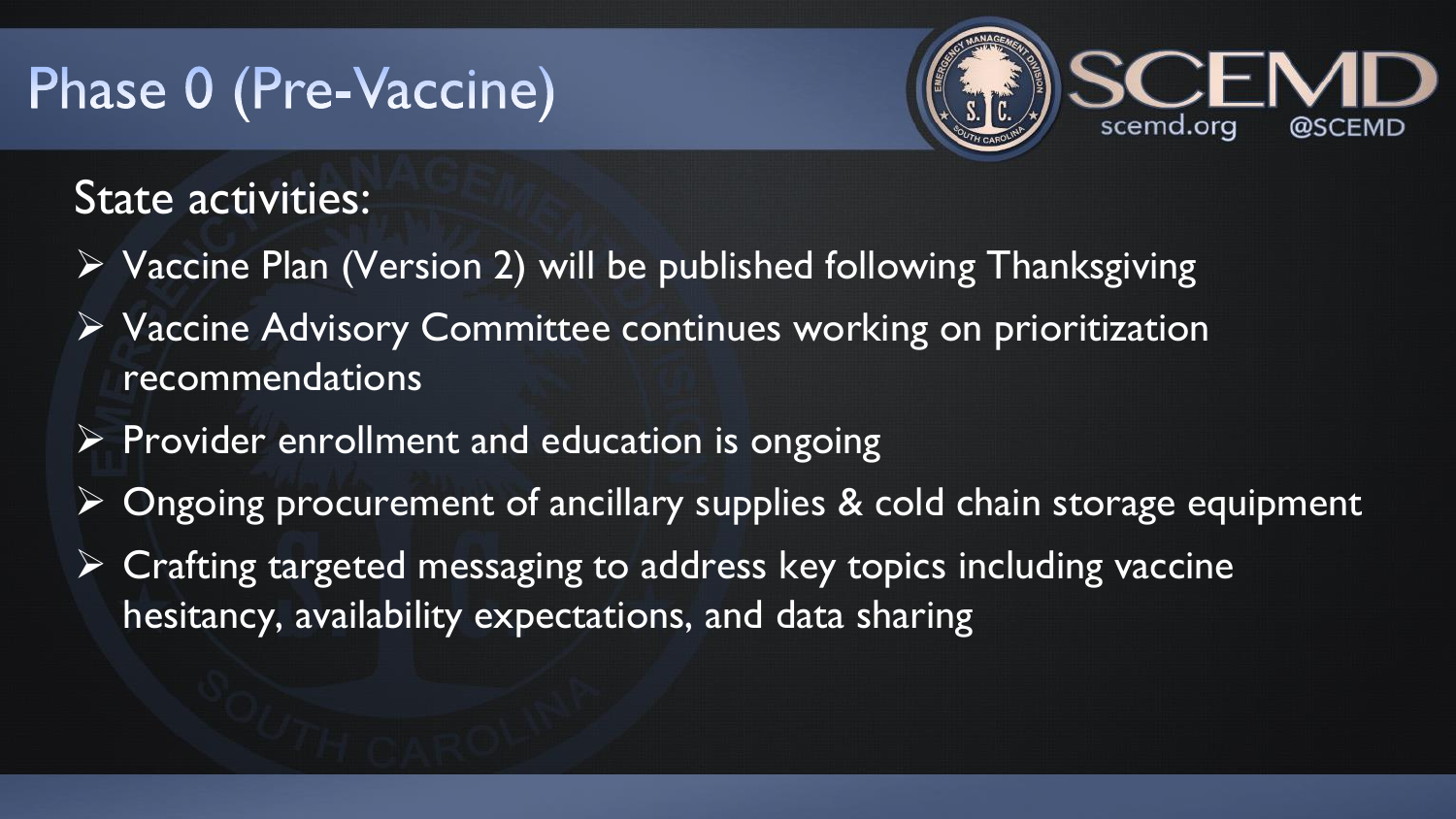# Phase 0 (Pre-Vaccine)

## State activities:

- Vaccine Plan (Version 2) will be published following Thanksgiving
- Vaccine Advisory Committee continues working on prioritization recommendations
- Provider enrollment and education is ongoing
- Ongoing procurement of ancillary supplies & cold chain storage equipment
- Crafting targeted messaging to address key topics including vaccine hesitancy, availability expectations, and data sharing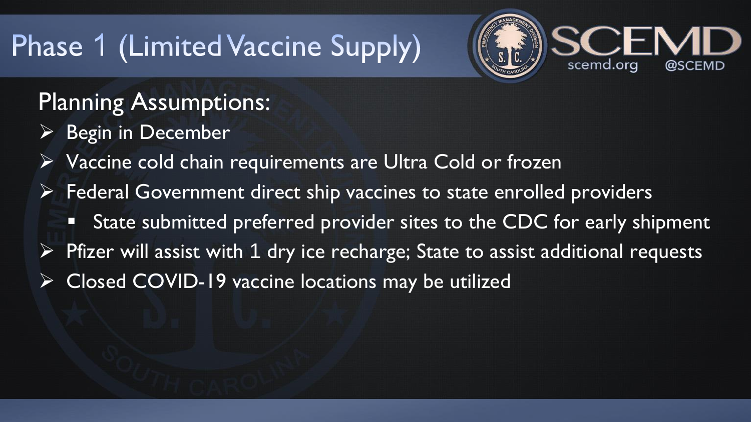# Phase 1 (Limited Vaccine Supply)

## Planning Assumptions:

- Begin in December
- Vaccine cold chain requirements are Ultra Cold or frozen
- Federal Government direct ship vaccines to state enrolled providers
  - State submitted preferred provider sites to the CDC for early shipment
- Pfizer will assist with 1 dry ice recharge; State to assist additional requests
- Closed COVID-19 vaccine locations may be utilized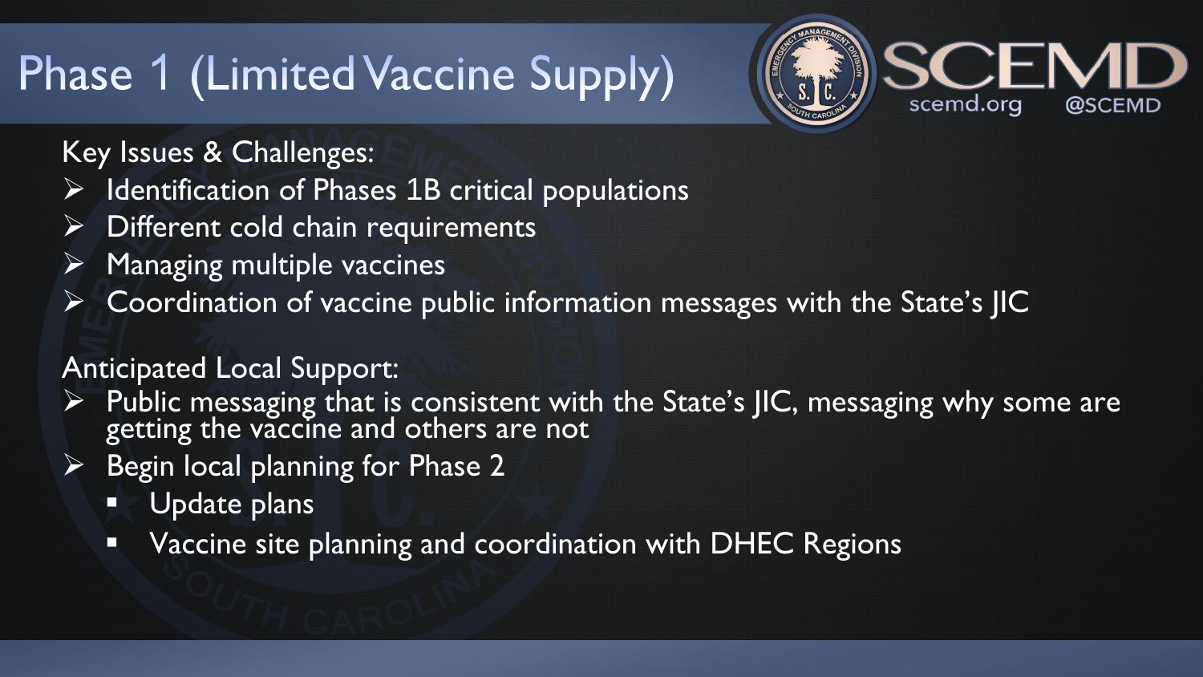# Phase 1 (Limited Vaccine Supply)

Key Issues & Challenges:

- Identification of Phases 1B critical populations
- Different cold chain requirements
- Managing multiple vaccines
- Coordination of vaccine public information messages with the State's JIC

Anticipated Local Support:

- Public messaging that is consistent with the State's JIC, messaging why some are getting the vaccine and others are not
- Begin local planning for Phase 2
  - Update plans
  - Vaccine site planning and coordination with DHEC Regions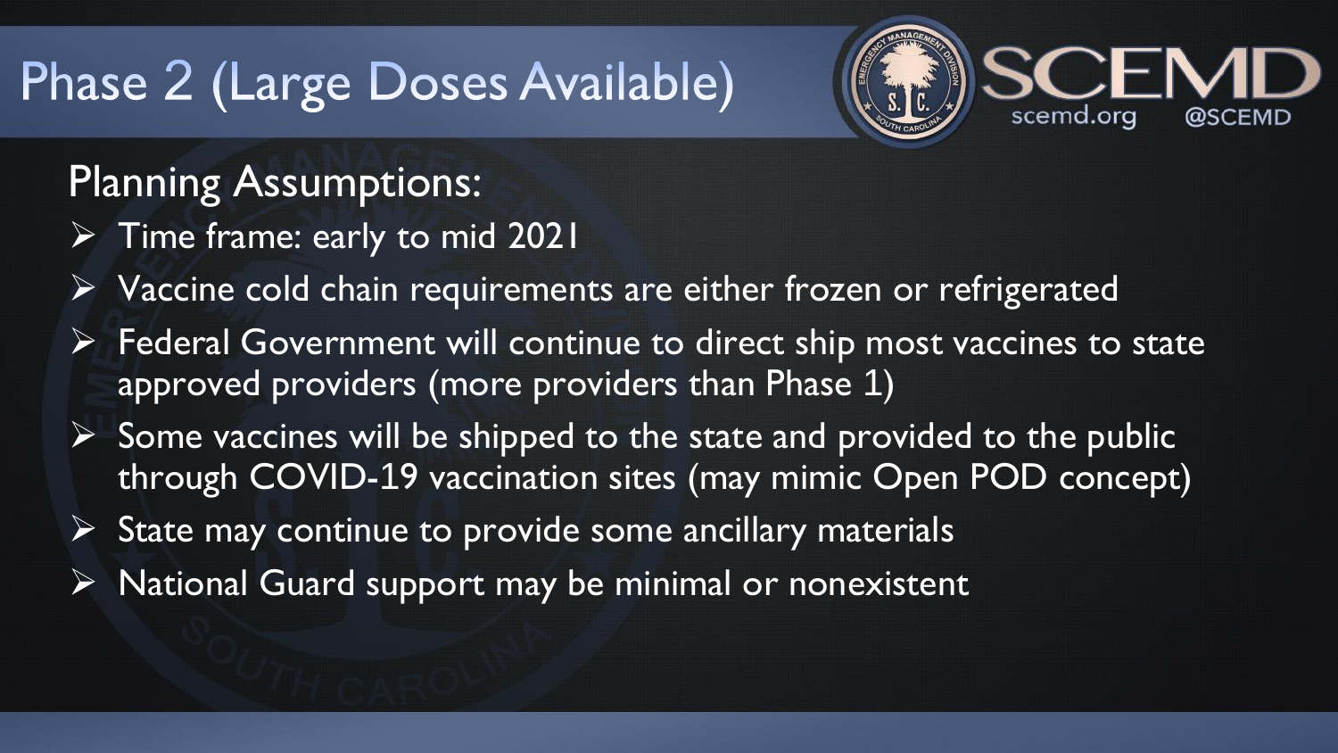# Phase 2 (Large Doses Available)

## Planning Assumptions:

- Time frame: early to mid 2021
- Vaccine cold chain requirements are either frozen or refrigerated
- Federal Government will continue to direct ship most vaccines to state approved providers (more providers than Phase 1)
- Some vaccines will be shipped to the state and provided to the public through COVID-19 vaccination sites (may mimic Open POD concept)
- State may continue to provide some ancillary materials
- National Guard support may be minimal or nonexistent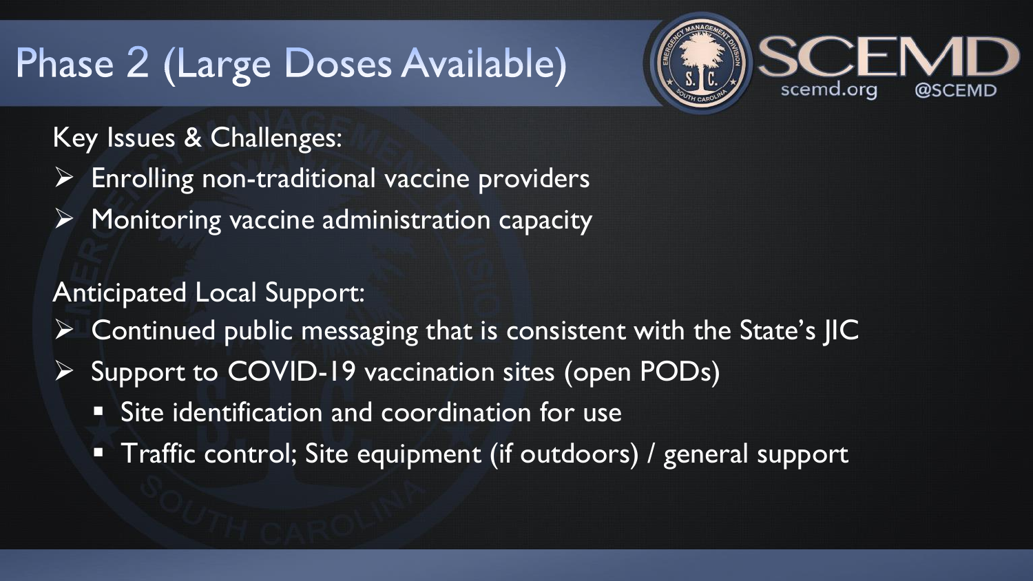# Phase 2 (Large Doses Available)

Key Issues & Challenges:

- Enrolling non-traditional vaccine providers
- Monitoring vaccine administration capacity

Anticipated Local Support:

- Continued public messaging that is consistent with the State's JIC
- Support to COVID-19 vaccination sites (open PODs)
  - Site identification and coordination for use
  - Traffic control; Site equipment (if outdoors) / general support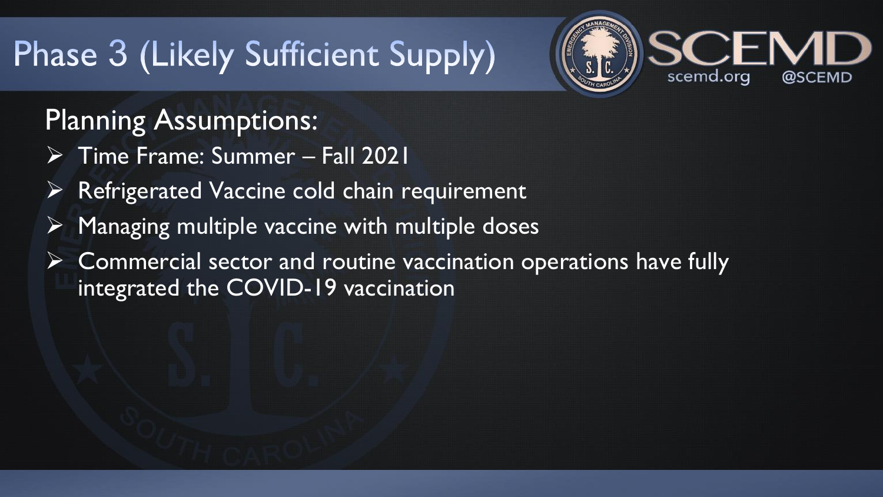# Phase 3 (Likely Sufficient Supply)

## Planning Assumptions:

- Time Frame: Summer – Fall 2021
- Refrigerated Vaccine cold chain requirement
- Managing multiple vaccine with multiple doses
- Commercial sector and routine vaccination operations have fully integrated the COVID-19 vaccination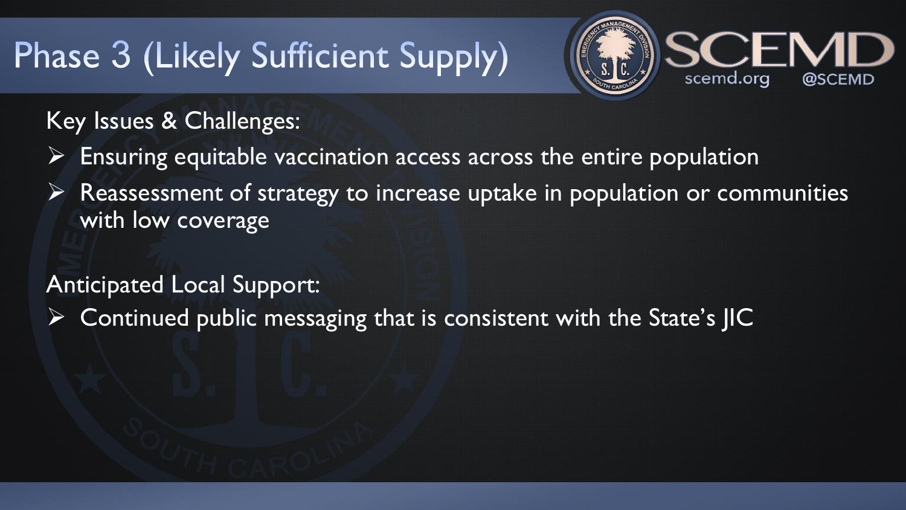# Phase 3 (Likely Sufficient Supply)

Key Issues & Challenges:

- Ensuring equitable vaccination access across the entire population
- Reassessment of strategy to increase uptake in population or communities with low coverage

Anticipated Local Support:

- Continued public messaging that is consistent with the State's JIC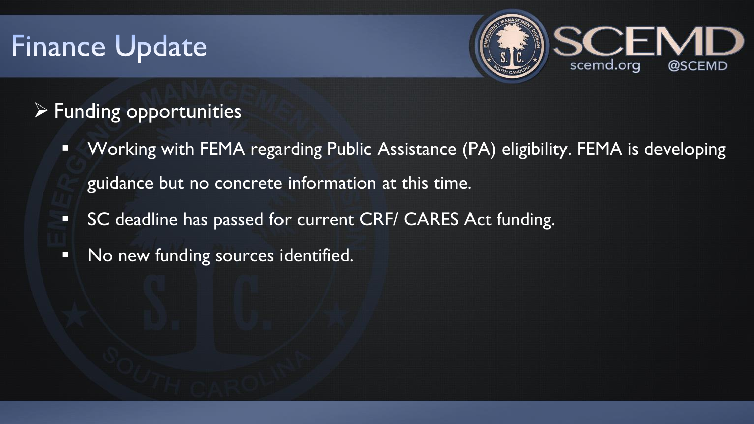# Finance Update

- Funding opportunities
  - Working with FEMA regarding Public Assistance (PA) eligibility. FEMA is developing guidance but no concrete information at this time.
  - SC deadline has passed for current CRF/ CARES Act funding.
  - No new funding sources identified.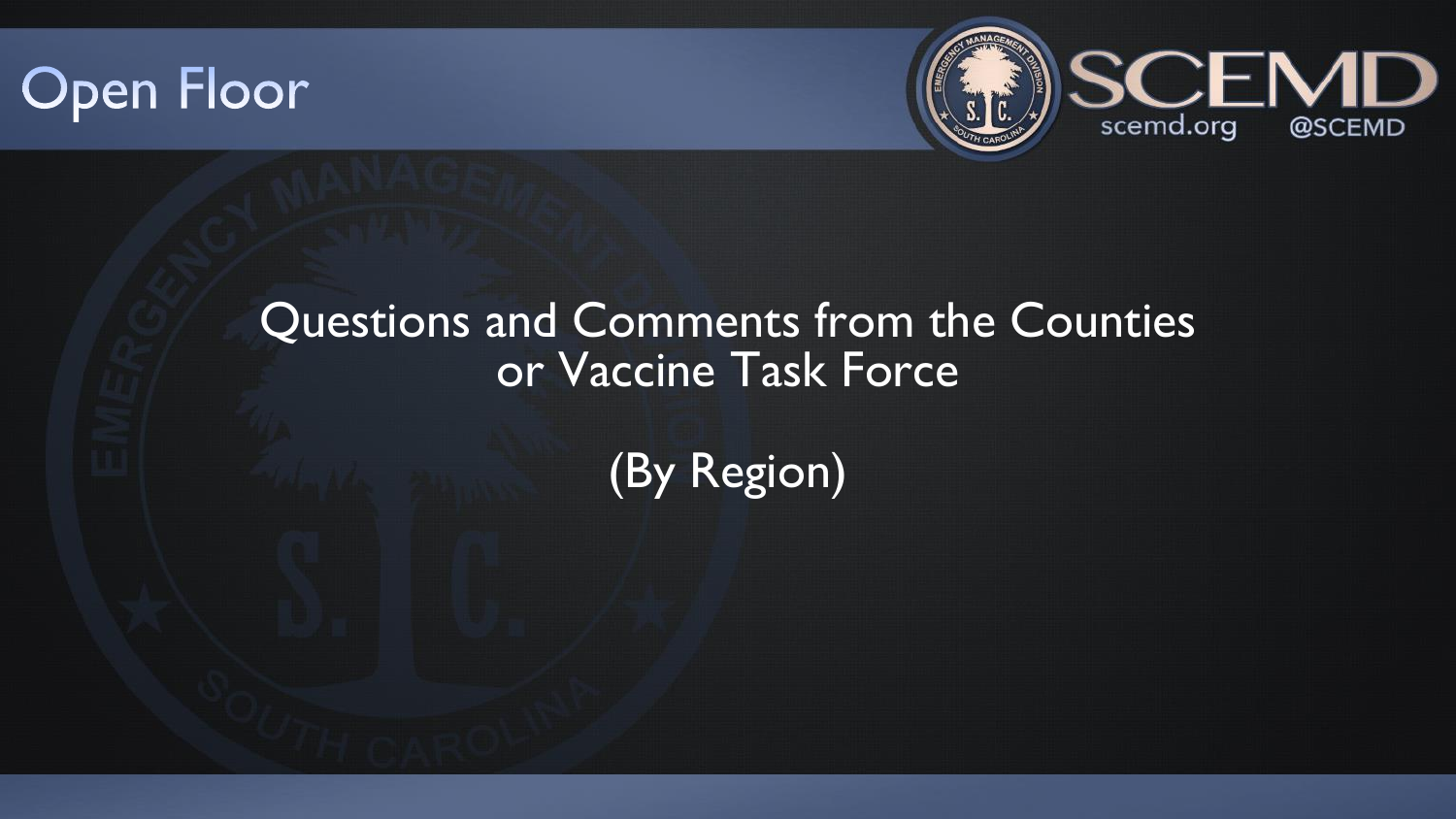# Open Floor

Questions and Comments from the Counties or Vaccine Task Force

(By Region)